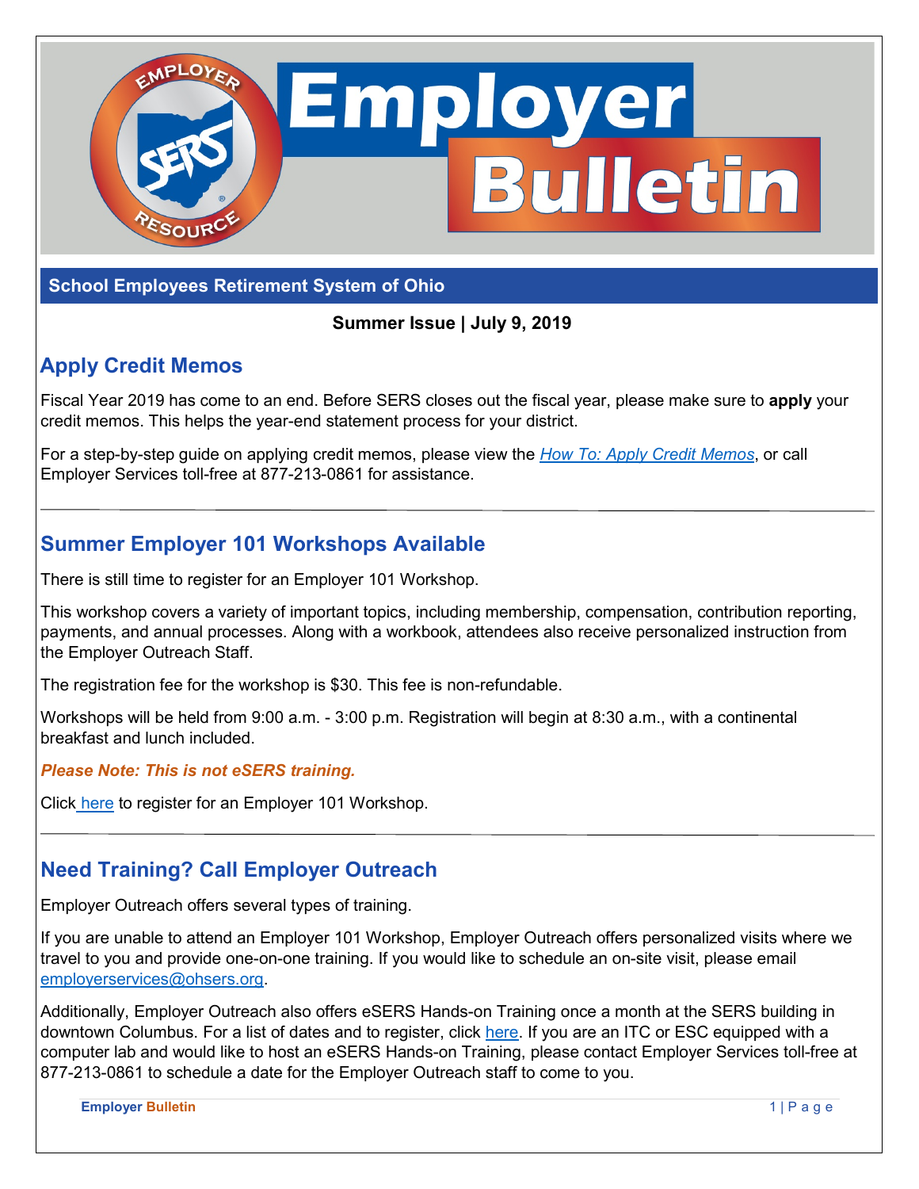# Employer Bulletin

**School Employees Retirement System of Ohio**

**Summer Issue | July 9, 2019**

## Apply Credit Memos

Fiscal Year 2019 has come to an end. Before SERS closes out the fiscal year, please make sure to **apply** your credit memos. This helps the year-end statement process for your district.

For a step-by-step guide on applying credit memos, please view the *How To: Apply Credit Memos*, or call Employer Services toll-free at 877-213-0861 for assistance.

---

## Summer Employer 101 Workshops Available

There is still time to register for an Employer 101 Workshop.

This workshop covers a variety of important topics, including membership, compensation, contribution reporting, payments, and annual processes. Along with a workbook, attendees also receive personalized instruction from the Employer Outreach Staff.

The registration fee for the workshop is $30. This fee is non-refundable.

Workshops will be held from 9:00 a.m. - 3:00 p.m. Registration will begin at 8:30 a.m., with a continental breakfast and lunch included.

***Please Note: This is not eSERS training.***

Click here to register for an Employer 101 Workshop.

---

## Need Training? Call Employer Outreach

Employer Outreach offers several types of training.

If you are unable to attend an Employer 101 Workshop, Employer Outreach offers personalized visits where we travel to you and provide one-on-one training. If you would like to schedule an on-site visit, please email employerservices@ohsers.org.

Additionally, Employer Outreach also offers eSERS Hands-on Training once a month at the SERS building in downtown Columbus. For a list of dates and to register, click here. If you are an ITC or ESC equipped with a computer lab and would like to host an eSERS Hands-on Training, please contact Employer Services toll-free at 877-213-0861 to schedule a date for the Employer Outreach staff to come to you.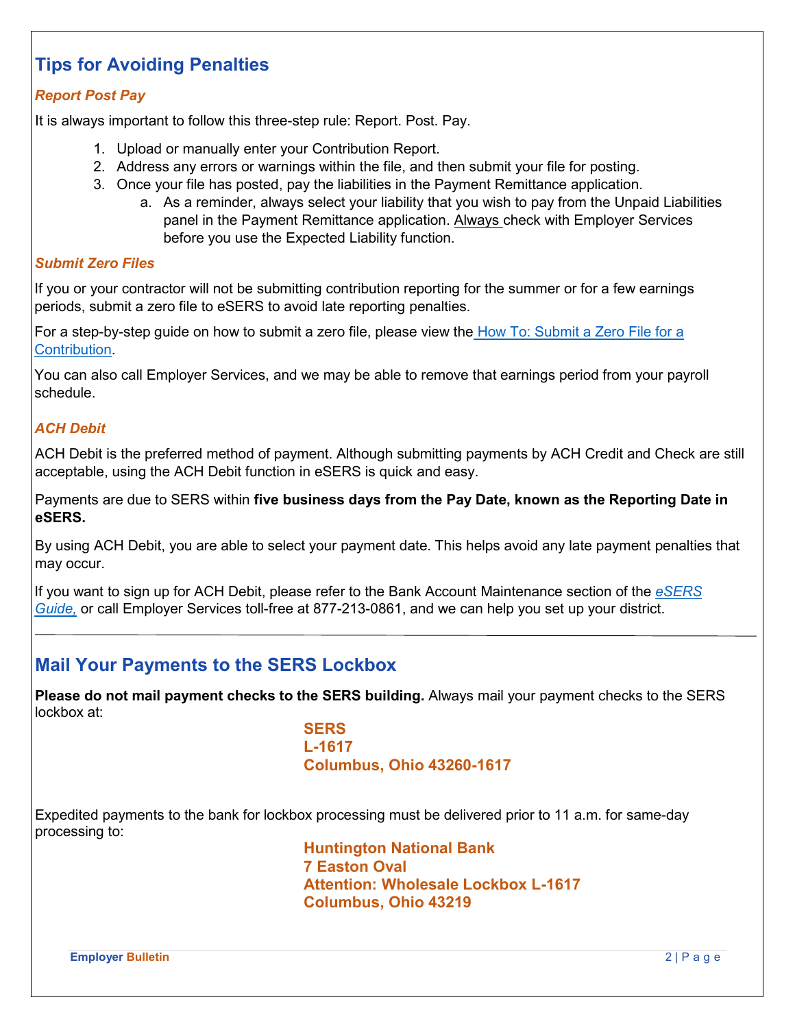## Tips for Avoiding Penalties

### *Report Post Pay*

It is always important to follow this three-step rule: Report. Post. Pay.

1. Upload or manually enter your Contribution Report.
2. Address any errors or warnings within the file, and then submit your file for posting.
3. Once your file has posted, pay the liabilities in the Payment Remittance application.
   a. As a reminder, always select your liability that you wish to pay from the Unpaid Liabilities panel in the Payment Remittance application. Always check with Employer Services before you use the Expected Liability function.

### *Submit Zero Files*

If you or your contractor will not be submitting contribution reporting for the summer or for a few earnings periods, submit a zero file to eSERS to avoid late reporting penalties.

For a step-by-step guide on how to submit a zero file, please view the How To: Submit a Zero File for a Contribution.

You can also call Employer Services, and we may be able to remove that earnings period from your payroll schedule.

### *ACH Debit*

ACH Debit is the preferred method of payment. Although submitting payments by ACH Credit and Check are still acceptable, using the ACH Debit function in eSERS is quick and easy.

Payments are due to SERS within **five business days from the Pay Date, known as the Reporting Date in eSERS.**

By using ACH Debit, you are able to select your payment date. This helps avoid any late payment penalties that may occur.

If you want to sign up for ACH Debit, please refer to the Bank Account Maintenance section of the *eSERS Guide,* or call Employer Services toll-free at 877-213-0861, and we can help you set up your district.

---

## Mail Your Payments to the SERS Lockbox

**Please do not mail payment checks to the SERS building.** Always mail your payment checks to the SERS lockbox at:

**SERS**
**L-1617**
**Columbus, Ohio 43260-1617**

Expedited payments to the bank for lockbox processing must be delivered prior to 11 a.m. for same-day processing to:

**Huntington National Bank**
**7 Easton Oval**
**Attention: Wholesale Lockbox L-1617**
**Columbus, Ohio 43219**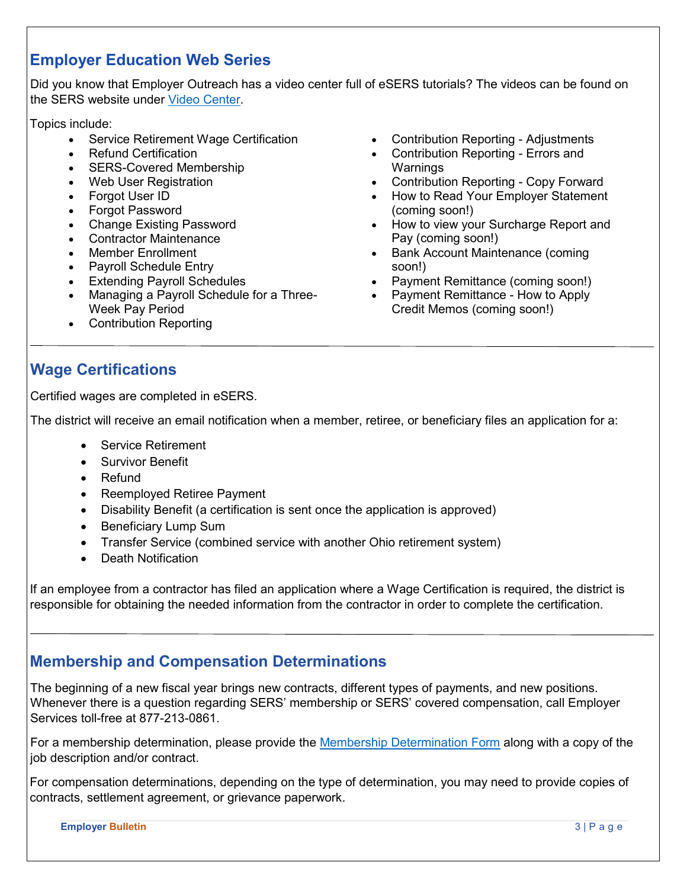## Employer Education Web Series

Did you know that Employer Outreach has a video center full of eSERS tutorials? The videos can be found on the SERS website under [Video Center](#).

Topics include:

- Service Retirement Wage Certification
- Refund Certification
- SERS-Covered Membership
- Web User Registration
- Forgot User ID
- Forgot Password
- Change Existing Password
- Contractor Maintenance
- Member Enrollment
- Payroll Schedule Entry
- Extending Payroll Schedules
- Managing a Payroll Schedule for a Three-Week Pay Period
- Contribution Reporting
- Contribution Reporting - Adjustments
- Contribution Reporting - Errors and Warnings
- Contribution Reporting - Copy Forward
- How to Read Your Employer Statement (coming soon!)
- How to view your Surcharge Report and Pay (coming soon!)
- Bank Account Maintenance (coming soon!)
- Payment Remittance (coming soon!)
- Payment Remittance - How to Apply Credit Memos (coming soon!)

---

## Wage Certifications

Certified wages are completed in eSERS.

The district will receive an email notification when a member, retiree, or beneficiary files an application for a:

- Service Retirement
- Survivor Benefit
- Refund
- Reemployed Retiree Payment
- Disability Benefit (a certification is sent once the application is approved)
- Beneficiary Lump Sum
- Transfer Service (combined service with another Ohio retirement system)
- Death Notification

If an employee from a contractor has filed an application where a Wage Certification is required, the district is responsible for obtaining the needed information from the contractor in order to complete the certification.

---

## Membership and Compensation Determinations

The beginning of a new fiscal year brings new contracts, different types of payments, and new positions. Whenever there is a question regarding SERS' membership or SERS' covered compensation, call Employer Services toll-free at 877-213-0861.

For a membership determination, please provide the [Membership Determination Form](#) along with a copy of the job description and/or contract.

For compensation determinations, depending on the type of determination, you may need to provide copies of contracts, settlement agreement, or grievance paperwork.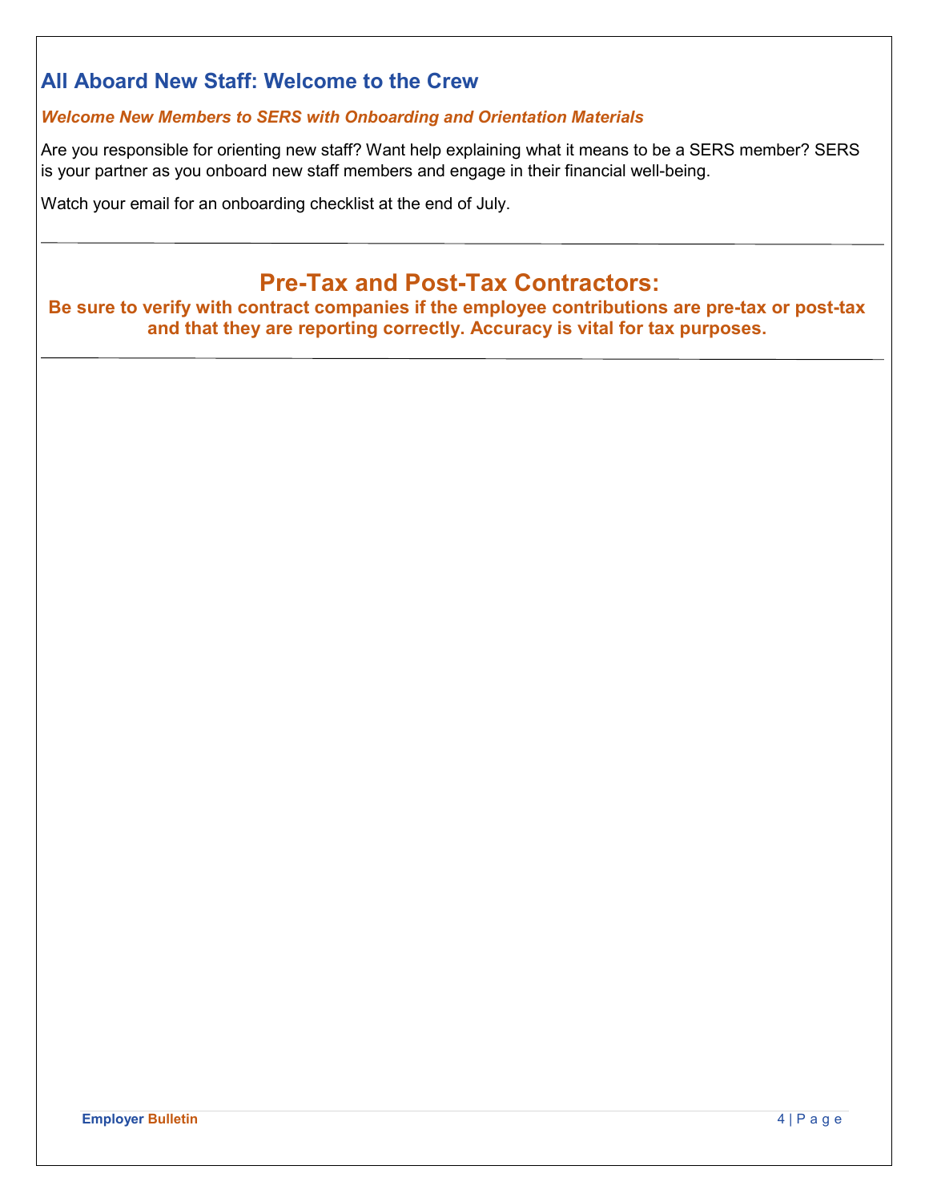## All Aboard New Staff: Welcome to the Crew

***Welcome New Members to SERS with Onboarding and Orientation Materials***

Are you responsible for orienting new staff? Want help explaining what it means to be a SERS member? SERS is your partner as you onboard new staff members and engage in their financial well-being.

Watch your email for an onboarding checklist at the end of July.

---

## Pre-Tax and Post-Tax Contractors:

**Be sure to verify with contract companies if the employee contributions are pre-tax or post-tax and that they are reporting correctly. Accuracy is vital for tax purposes.**

---